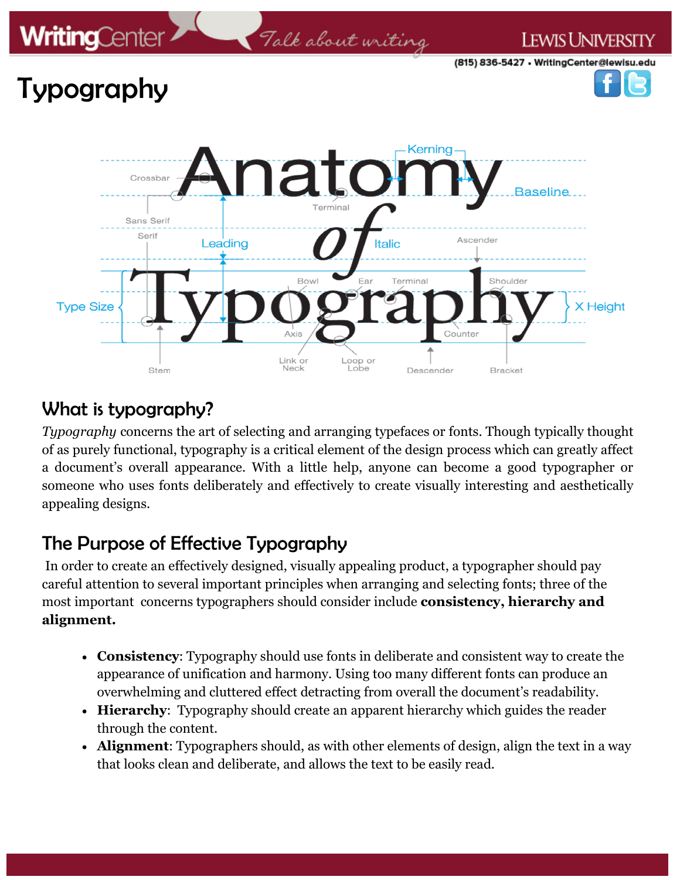# Typography

## What is typography?

*Typography* concerns the art of selecting and arranging typefaces or fonts. Though typically thought of as purely functional, typography is a critical element of the design process which can greatly affect a document's overall appearance. With a little help, anyone can become a good typographer or someone who uses fonts deliberately and effectively to create visually interesting and aesthetically appealing designs.

## The Purpose of Effective Typography

In order to create an effectively designed, visually appealing product, a typographer should pay careful attention to several important principles when arranging and selecting fonts; three of the most important concerns typographers should consider include **consistency, hierarchy and alignment.**

- **Consistency**: Typography should use fonts in deliberate and consistent way to create the appearance of unification and harmony. Using too many different fonts can produce an overwhelming and cluttered effect detracting from overall the document's readability.
- **Hierarchy**: Typography should create an apparent hierarchy which guides the reader through the content.
- **Alignment**: Typographers should, as with other elements of design, align the text in a way that looks clean and deliberate, and allows the text to be easily read.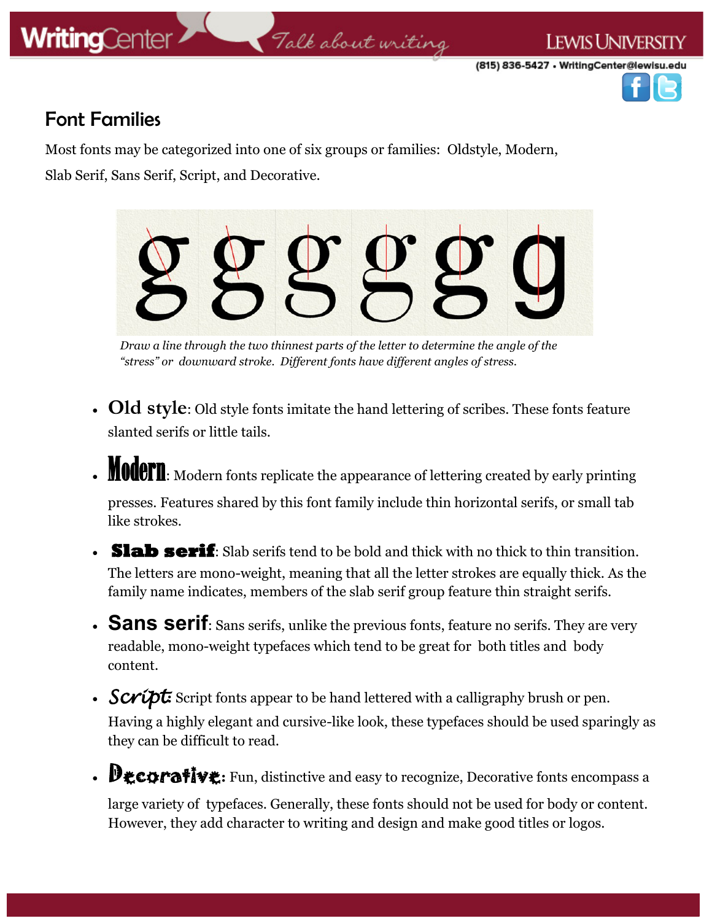## Font Families

Most fonts may be categorized into one of six groups or families: Oldstyle, Modern, Slab Serif, Sans Serif, Script, and Decorative.

*Draw a line through the two thinnest parts of the letter to determine the angle of the "stress" or downward stroke. Different fonts have different angles of stress.*

- **Old style**: Old style fonts imitate the hand lettering of scribes. These fonts feature slanted serifs or little tails.
- **Modern**: Modern fonts replicate the appearance of lettering created by early printing presses. Features shared by this font family include thin horizontal serifs, or small tab like strokes.
- **Slab serif**: Slab serifs tend to be bold and thick with no thick to thin transition. The letters are mono-weight, meaning that all the letter strokes are equally thick. As the family name indicates, members of the slab serif group feature thin straight serifs.
- **Sans serif**: Sans serifs, unlike the previous fonts, feature no serifs. They are very readable, mono-weight typefaces which tend to be great for both titles and body content.
- **Script**: Script fonts appear to be hand lettered with a calligraphy brush or pen. Having a highly elegant and cursive-like look, these typefaces should be used sparingly as they can be difficult to read.
- **Decorative**: Fun, distinctive and easy to recognize, Decorative fonts encompass a large variety of typefaces. Generally, these fonts should not be used for body or content. However, they add character to writing and design and make good titles or logos.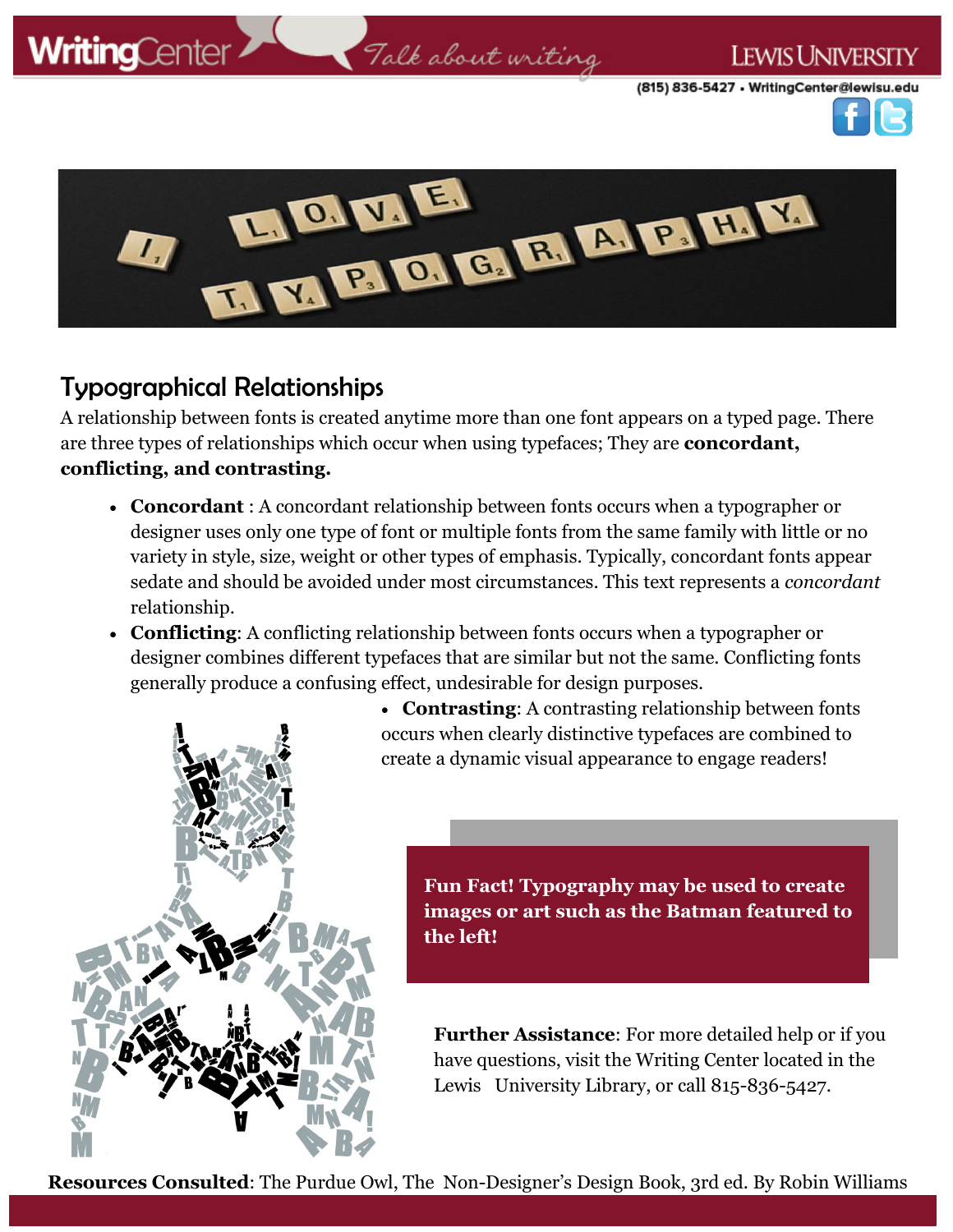## Typographical Relationships

A relationship between fonts is created anytime more than one font appears on a typed page. There are three types of relationships which occur when using typefaces; They are **concordant, conflicting, and contrasting.**

- **Concordant** : A concordant relationship between fonts occurs when a typographer or designer uses only one type of font or multiple fonts from the same family with little or no variety in style, size, weight or other types of emphasis. Typically, concordant fonts appear sedate and should be avoided under most circumstances. This text represents a *concordant* relationship.
- **Conflicting**: A conflicting relationship between fonts occurs when a typographer or designer combines different typefaces that are similar but not the same. Conflicting fonts generally produce a confusing effect, undesirable for design purposes.
- **Contrasting**: A contrasting relationship between fonts occurs when clearly distinctive typefaces are combined to create a dynamic visual appearance to engage readers!

**Fun Fact! Typography may be used to create images or art such as the Batman featured to the left!**

**Further Assistance**: For more detailed help or if you have questions, visit the Writing Center located in the Lewis University Library, or call 815-836-5427.

**Resources Consulted**: The Purdue Owl, The Non-Designer's Design Book, 3rd ed. By Robin Williams